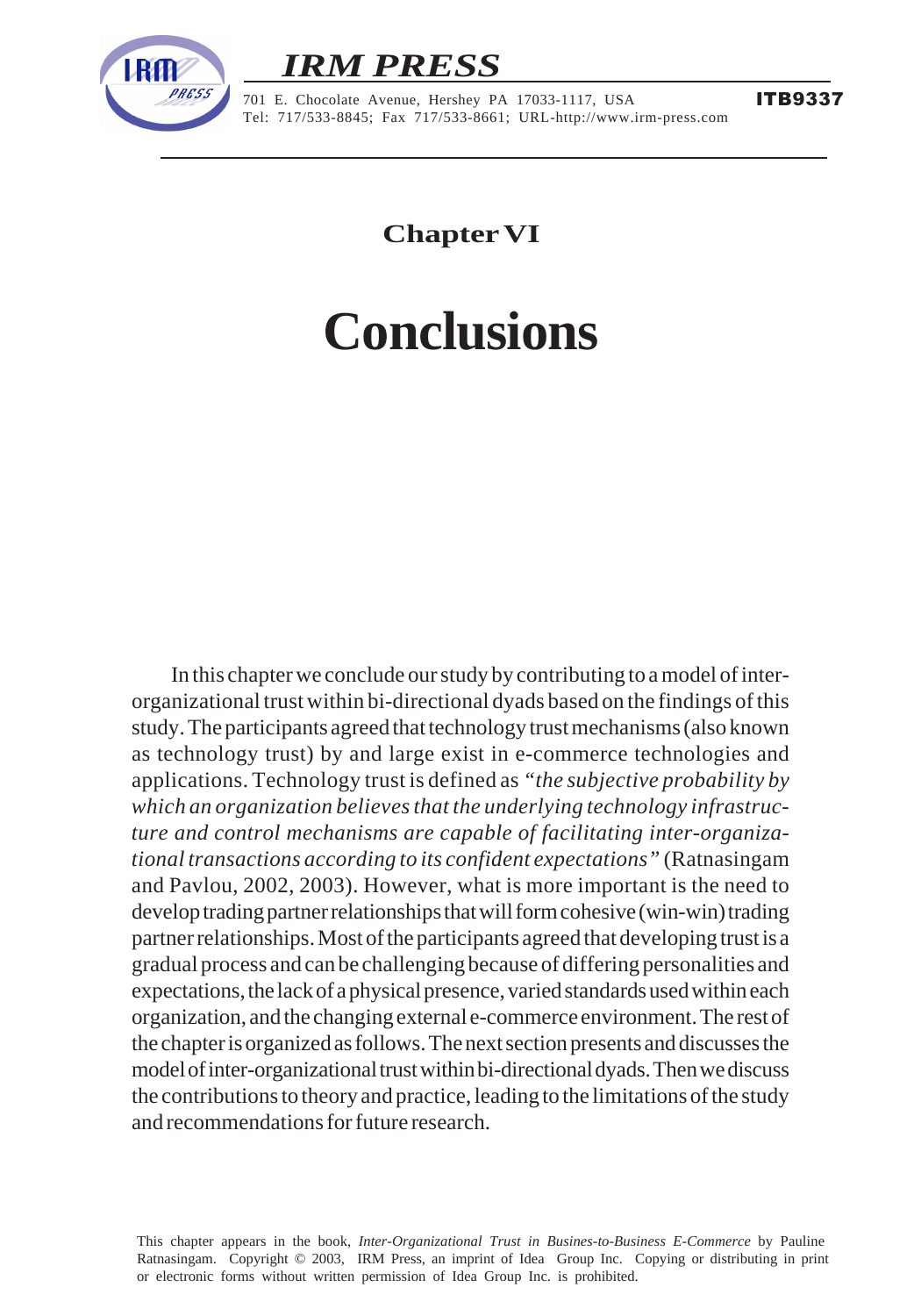# Chapter VI

# Conclusions

In this chapter we conclude our study by contributing to a model of inter-organizational trust within bi-directional dyads based on the findings of this study. The participants agreed that technology trust mechanisms (also known as technology trust) by and large exist in e-commerce technologies and applications. Technology trust is defined as *"the subjective probability by which an organization believes that the underlying technology infrastructure and control mechanisms are capable of facilitating inter-organizational transactions according to its confident expectations"* (Ratnasingam and Pavlou, 2002, 2003). However, what is more important is the need to develop trading partner relationships that will form cohesive (win-win) trading partner relationships. Most of the participants agreed that developing trust is a gradual process and can be challenging because of differing personalities and expectations, the lack of a physical presence, varied standards used within each organization, and the changing external e-commerce environment. The rest of the chapter is organized as follows. The next section presents and discusses the model of inter-organizational trust within bi-directional dyads. Then we discuss the contributions to theory and practice, leading to the limitations of the study and recommendations for future research.

This chapter appears in the book, *Inter-Organizational Trust in Busines-to-Business E-Commerce* by Pauline Ratnasingam. Copyright © 2003, IRM Press, an imprint of Idea Group Inc. Copying or distributing in print or electronic forms without written permission of Idea Group Inc. is prohibited.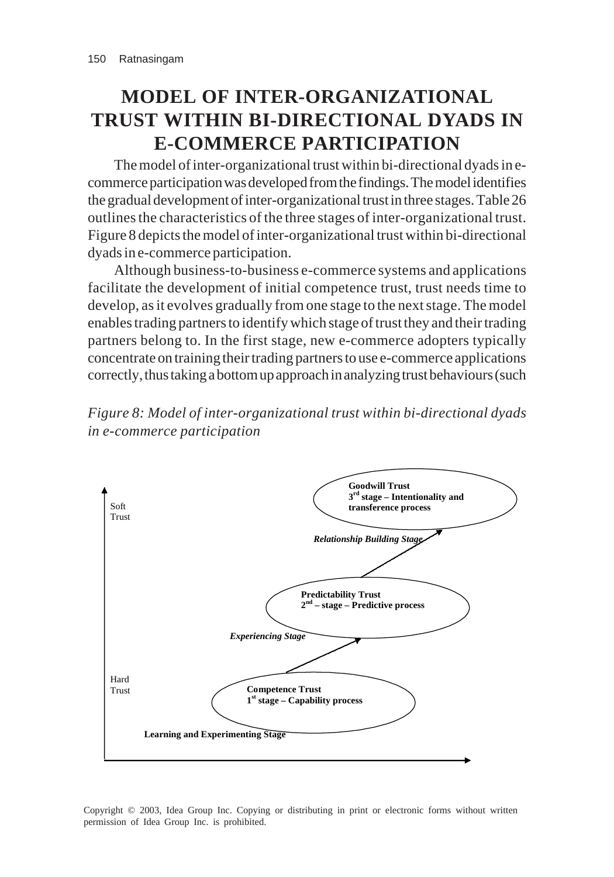# MODEL OF INTER-ORGANIZATIONAL TRUST WITHIN BI-DIRECTIONAL DYADS IN E-COMMERCE PARTICIPATION

The model of inter-organizational trust within bi-directional dyads in e-commerce participation was developed from the findings. The model identifies the gradual development of inter-organizational trust in three stages. Table 26 outlines the characteristics of the three stages of inter-organizational trust. Figure 8 depicts the model of inter-organizational trust within bi-directional dyads in e-commerce participation.

Although business-to-business e-commerce systems and applications facilitate the development of initial competence trust, trust needs time to develop, as it evolves gradually from one stage to the next stage. The model enables trading partners to identify which stage of trust they and their trading partners belong to. In the first stage, new e-commerce adopters typically concentrate on training their trading partners to use e-commerce applications correctly, thus taking a bottom up approach in analyzing trust behaviours (such

*Figure 8: Model of inter-organizational trust within bi-directional dyads in e-commerce participation*

Soft Trust

**Goodwill Trust**
**3rd stage – Intentionality and transference process**

*Relationship Building Stage*

**Predictability Trust**
**2nd – stage – Predictive process**

*Experiencing Stage*

Hard Trust

**Competence Trust**
**1st stage – Capability process**

**Learning and Experimenting Stage**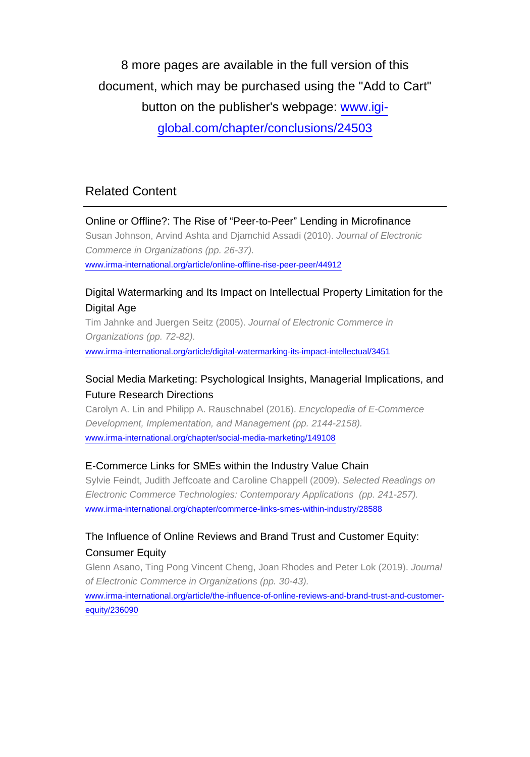8 more pages are available in the full version of this document, which may be purchased using the "Add to Cart" button on the publisher's webpage: [www.igi-global.com/chapter/conclusions/24503](www.igi-global.com/chapter/conclusions/24503)

## Related Content

**Online or Offline?: The Rise of "Peer-to-Peer" Lending in Microfinance**
Susan Johnson, Arvind Ashta and Djamchid Assadi (2010). *Journal of Electronic Commerce in Organizations (pp. 26-37).*
[www.irma-international.org/article/online-offline-rise-peer-peer/44912](www.irma-international.org/article/online-offline-rise-peer-peer/44912)

**Digital Watermarking and Its Impact on Intellectual Property Limitation for the Digital Age**
Tim Jahnke and Juergen Seitz (2005). *Journal of Electronic Commerce in Organizations (pp. 72-82).*
[www.irma-international.org/article/digital-watermarking-its-impact-intellectual/3451](www.irma-international.org/article/digital-watermarking-its-impact-intellectual/3451)

**Social Media Marketing: Psychological Insights, Managerial Implications, and Future Research Directions**
Carolyn A. Lin and Philipp A. Rauschnabel (2016). *Encyclopedia of E-Commerce Development, Implementation, and Management (pp. 2144-2158).*
[www.irma-international.org/chapter/social-media-marketing/149108](www.irma-international.org/chapter/social-media-marketing/149108)

**E-Commerce Links for SMEs within the Industry Value Chain**
Sylvie Feindt, Judith Jeffcoate and Caroline Chappell (2009). *Selected Readings on Electronic Commerce Technologies: Contemporary Applications (pp. 241-257).*
[www.irma-international.org/chapter/commerce-links-smes-within-industry/28588](www.irma-international.org/chapter/commerce-links-smes-within-industry/28588)

**The Influence of Online Reviews and Brand Trust and Customer Equity: Consumer Equity**
Glenn Asano, Ting Pong Vincent Cheng, Joan Rhodes and Peter Lok (2019). *Journal of Electronic Commerce in Organizations (pp. 30-43).*
[www.irma-international.org/article/the-influence-of-online-reviews-and-brand-trust-and-customer-equity/236090](www.irma-international.org/article/the-influence-of-online-reviews-and-brand-trust-and-customer-equity/236090)